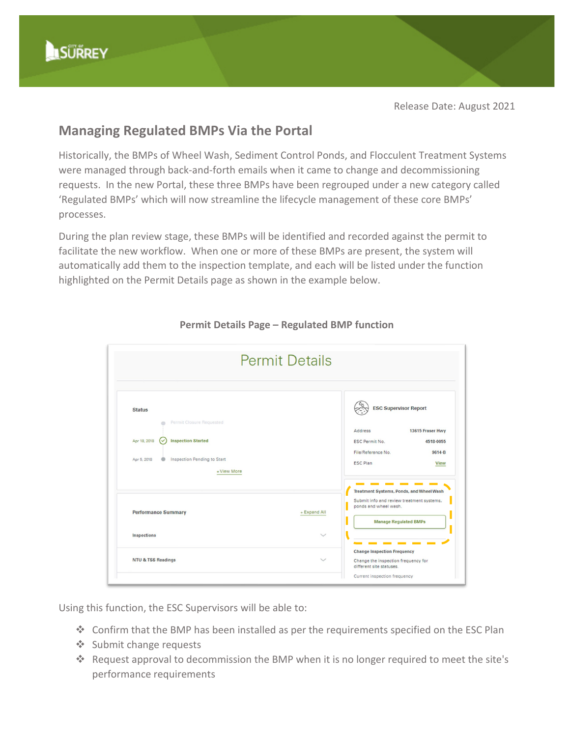Release Date: August 2021

## Managing Regulated BMPs Via the Portal

Historically, the BMPs of Wheel Wash, Sediment Control Ponds, and Flocculent Treatment Systems were managed through back-and-forth emails when it came to change and decommissioning requests. In the new Portal, these three BMPs have been regrouped under a new category called 'Regulated BMPs' which will now streamline the lifecycle management of these core BMPs' processes.

During the plan review stage, these BMPs will be identified and recorded against the permit to facilitate the new workflow. When one or more of these BMPs are present, the system will automatically add them to the inspection template, and each will be listed under the function highlighted on the Permit Details page as shown in the example below.

**Permit Details Page – Regulated BMP function**

Using this function, the ESC Supervisors will be able to:

- Confirm that the BMP has been installed as per the requirements specified on the ESC Plan
- Submit change requests
- Request approval to decommission the BMP when it is no longer required to meet the site's performance requirements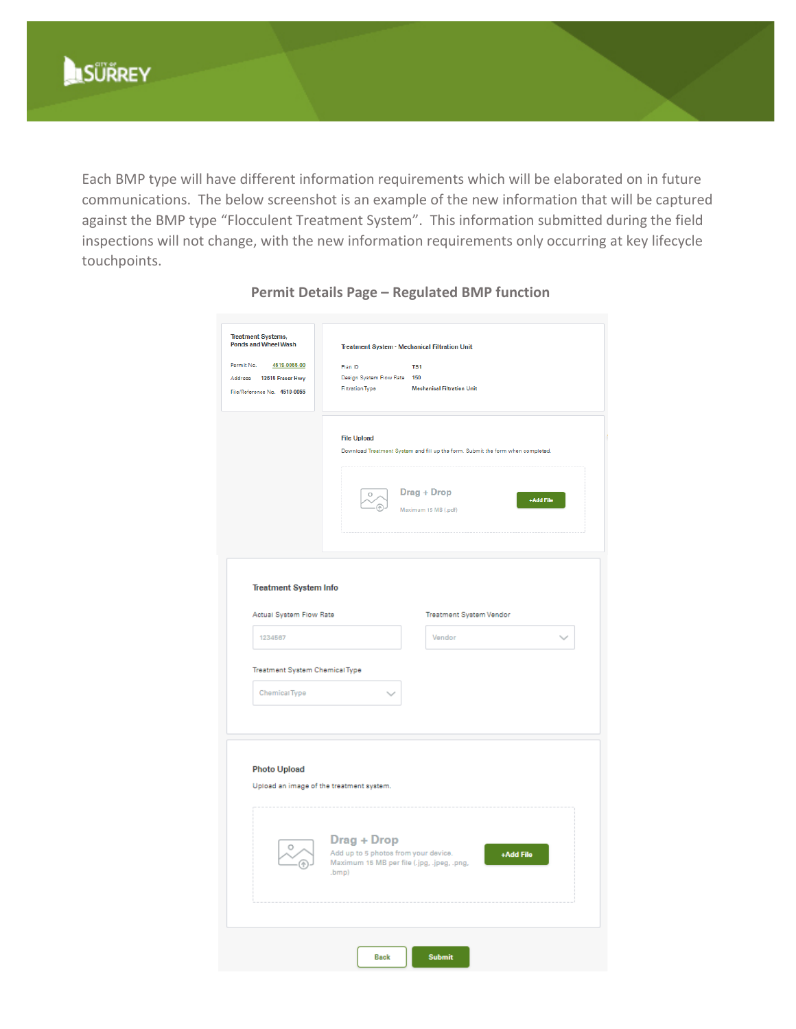Each BMP type will have different information requirements which will be elaborated on in future communications. The below screenshot is an example of the new information that will be captured against the BMP type "Flocculent Treatment System". This information submitted during the field inspections will not change, with the new information requirements only occurring at key lifecycle touchpoints.

**Permit Details Page – Regulated BMP function**

Treatment Systems, Ponds and Wheel Wash

Permit No. 4518-0055-00

Address 13515 Fraser Hwy

File/Reference No. 4518-0055

Treatment System - Mechanical Filtration Unit

Plan ID TS1

Design System Flow Rate 150

Filtration Type Mechanical Filtration Unit

File Upload

Download Treatment System and fill up the form. Submit the form when completed.

Drag + Drop

Maximum 15 MB (.pdf)

+Add File

Treatment System Info

Actual System Flow Rate

1234567

Treatment System Vendor

Vendor

Treatment System Chemical Type

Chemical Type

Photo Upload

Upload an image of the treatment system.

Drag + Drop

Add up to 5 photos from your device.
Maximum 15 MB per file (.jpg, .jpeg, .png, .bmp)

+Add File

Back

Submit